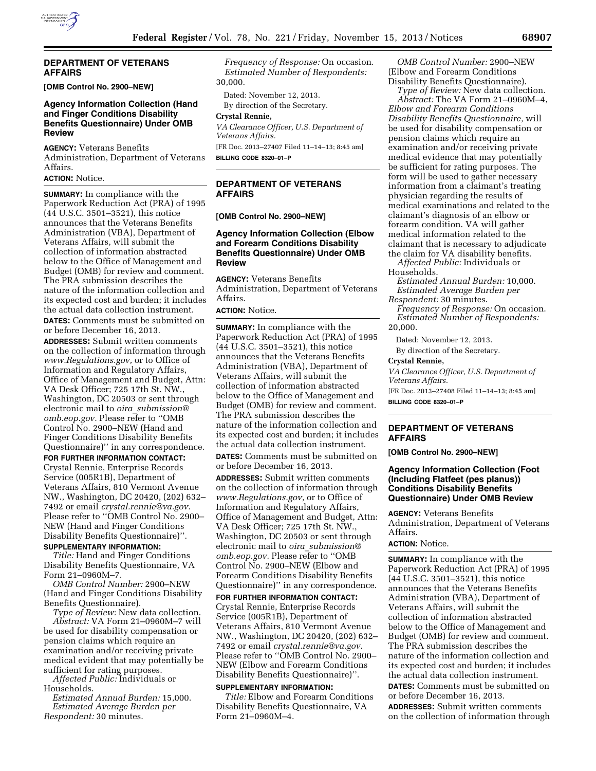## DEPARTMENT OF VETERANS AFFAIRS

**[OMB Control No. 2900–NEW]**

### Agency Information Collection (Hand and Finger Conditions Disability Benefits Questionnaire) Under OMB Review

**AGENCY:** Veterans Benefits Administration, Department of Veterans Affairs.

**ACTION:** Notice.

**SUMMARY:** In compliance with the Paperwork Reduction Act (PRA) of 1995 (44 U.S.C. 3501–3521), this notice announces that the Veterans Benefits Administration (VBA), Department of Veterans Affairs, will submit the collection of information abstracted below to the Office of Management and Budget (OMB) for review and comment. The PRA submission describes the nature of the information collection and its expected cost and burden; it includes the actual data collection instrument.

**DATES:** Comments must be submitted on or before December 16, 2013.

**ADDRESSES:** Submit written comments on the collection of information through *www.Regulations.gov,* or to Office of Information and Regulatory Affairs, Office of Management and Budget, Attn: VA Desk Officer; 725 17th St. NW., Washington, DC 20503 or sent through electronic mail to *oira_submission@omb.eop.gov.* Please refer to ''OMB Control No. 2900–NEW (Hand and Finger Conditions Disability Benefits Questionnaire)'' in any correspondence.

**FOR FURTHER INFORMATION CONTACT:** Crystal Rennie, Enterprise Records Service (005R1B), Department of Veterans Affairs, 810 Vermont Avenue NW., Washington, DC 20420, (202) 632–7492 or email *crystal.rennie@va.gov.* Please refer to ''OMB Control No. 2900–NEW (Hand and Finger Conditions Disability Benefits Questionnaire)''.

**SUPPLEMENTARY INFORMATION:**

*Title:* Hand and Finger Conditions Disability Benefits Questionnaire, VA Form 21–0960M–7.

*OMB Control Number:* 2900–NEW (Hand and Finger Conditions Disability Benefits Questionnaire).

*Type of Review:* New data collection.

*Abstract:* VA Form 21–0960M–7 will be used for disability compensation or pension claims which require an examination and/or receiving private medical evident that may potentially be sufficient for rating purposes.

*Affected Public:* Individuals or Households.

*Estimated Annual Burden:* 15,000.

*Estimated Average Burden per Respondent:* 30 minutes.

*Frequency of Response:* On occasion.

*Estimated Number of Respondents:* 30,000.

Dated: November 12, 2013.

By direction of the Secretary.

**Crystal Rennie,**

*VA Clearance Officer, U.S. Department of Veterans Affairs.*

[FR Doc. 2013–27407 Filed 11–14–13; 8:45 am]

**BILLING CODE 8320–01–P**

## DEPARTMENT OF VETERANS AFFAIRS

**[OMB Control No. 2900–NEW]**

### Agency Information Collection (Elbow and Forearm Conditions Disability Benefits Questionnaire) Under OMB Review

**AGENCY:** Veterans Benefits Administration, Department of Veterans Affairs.

**ACTION:** Notice.

**SUMMARY:** In compliance with the Paperwork Reduction Act (PRA) of 1995 (44 U.S.C. 3501–3521), this notice announces that the Veterans Benefits Administration (VBA), Department of Veterans Affairs, will submit the collection of information abstracted below to the Office of Management and Budget (OMB) for review and comment. The PRA submission describes the nature of the information collection and its expected cost and burden; it includes the actual data collection instrument.

**DATES:** Comments must be submitted on or before December 16, 2013.

**ADDRESSES:** Submit written comments on the collection of information through *www.Regulations.gov,* or to Office of Information and Regulatory Affairs, Office of Management and Budget, Attn: VA Desk Officer; 725 17th St. NW., Washington, DC 20503 or sent through electronic mail to *oira_submission@omb.eop.gov.* Please refer to ''OMB Control No. 2900–NEW (Elbow and Forearm Conditions Disability Benefits Questionnaire)'' in any correspondence.

**FOR FURTHER INFORMATION CONTACT:** Crystal Rennie, Enterprise Records Service (005R1B), Department of Veterans Affairs, 810 Vermont Avenue NW., Washington, DC 20420, (202) 632–7492 or email *crystal.rennie@va.gov.* Please refer to ''OMB Control No. 2900–NEW (Elbow and Forearm Conditions Disability Benefits Questionnaire)''.

**SUPPLEMENTARY INFORMATION:**

*Title:* Elbow and Forearm Conditions Disability Benefits Questionnaire, VA Form 21–0960M–4.

*OMB Control Number:* 2900–NEW (Elbow and Forearm Conditions Disability Benefits Questionnaire).

*Type of Review:* New data collection.

*Abstract:* The VA Form 21–0960M–4, *Elbow and Forearm Conditions Disability Benefits Questionnaire,* will be used for disability compensation or pension claims which require an examination and/or receiving private medical evidence that may potentially be sufficient for rating purposes. The form will be used to gather necessary information from a claimant's treating physician regarding the results of medical examinations and related to the claimant's diagnosis of an elbow or forearm condition. VA will gather medical information related to the claimant that is necessary to adjudicate the claim for VA disability benefits.

*Affected Public:* Individuals or Households.

*Estimated Annual Burden:* 10,000.

*Estimated Average Burden per Respondent:* 30 minutes.

*Frequency of Response:* On occasion.

*Estimated Number of Respondents:* 20,000.

Dated: November 12, 2013.

By direction of the Secretary.

**Crystal Rennie,**

*VA Clearance Officer, U.S. Department of Veterans Affairs.*

[FR Doc. 2013–27408 Filed 11–14–13; 8:45 am]

**BILLING CODE 8320–01–P**

## DEPARTMENT OF VETERANS AFFAIRS

**[OMB Control No. 2900–NEW]**

### Agency Information Collection (Foot (Including Flatfeet (pes planus)) Conditions Disability Benefits Questionnaire) Under OMB Review

**AGENCY:** Veterans Benefits Administration, Department of Veterans Affairs.

**ACTION:** Notice.

**SUMMARY:** In compliance with the Paperwork Reduction Act (PRA) of 1995 (44 U.S.C. 3501–3521), this notice announces that the Veterans Benefits Administration (VBA), Department of Veterans Affairs, will submit the collection of information abstracted below to the Office of Management and Budget (OMB) for review and comment. The PRA submission describes the nature of the information collection and its expected cost and burden; it includes the actual data collection instrument.

**DATES:** Comments must be submitted on or before December 16, 2013.

**ADDRESSES:** Submit written comments on the collection of information through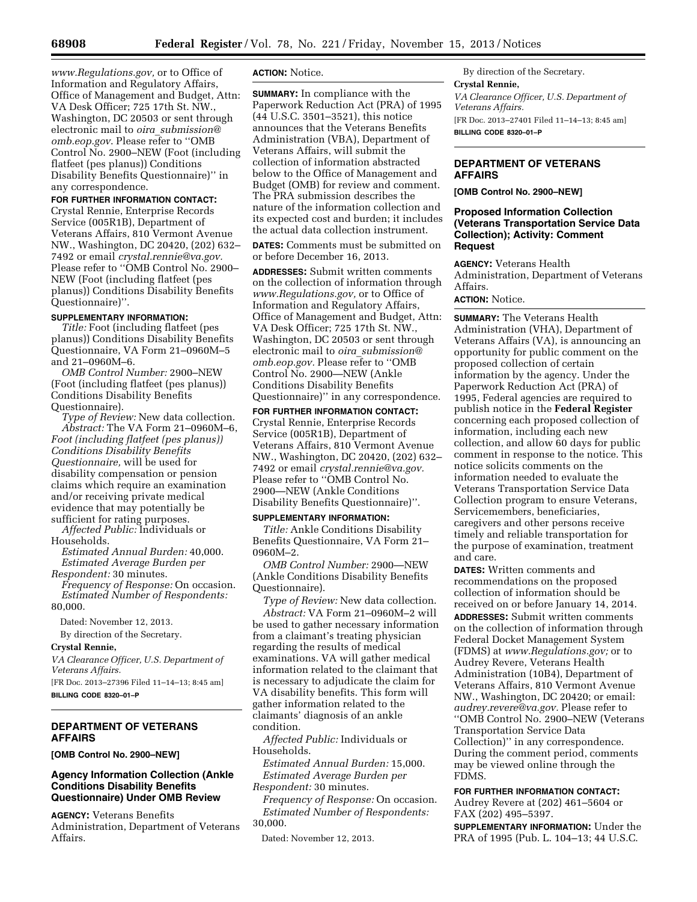*www.Regulations.gov,* or to Office of Information and Regulatory Affairs, Office of Management and Budget, Attn: VA Desk Officer; 725 17th St. NW., Washington, DC 20503 or sent through electronic mail to *oira_submission@omb.eop.gov.* Please refer to ''OMB Control No. 2900–NEW (Foot (including flatfeet (pes planus)) Conditions Disability Benefits Questionnaire)'' in any correspondence.

**FOR FURTHER INFORMATION CONTACT:** Crystal Rennie, Enterprise Records Service (005R1B), Department of Veterans Affairs, 810 Vermont Avenue NW., Washington, DC 20420, (202) 632–7492 or email *crystal.rennie@va.gov.* Please refer to ''OMB Control No. 2900–NEW (Foot (including flatfeet (pes planus)) Conditions Disability Benefits Questionnaire)''.

**SUPPLEMENTARY INFORMATION:**

*Title:* Foot (including flatfeet (pes planus)) Conditions Disability Benefits Questionnaire, VA Form 21–0960M–5 and 21–0960M–6.

*OMB Control Number:* 2900–NEW (Foot (including flatfeet (pes planus)) Conditions Disability Benefits Questionnaire).

*Type of Review:* New data collection.

*Abstract:* The VA Form 21–0960M–6, *Foot (including flatfeet (pes planus)) Conditions Disability Benefits Questionnaire,* will be used for disability compensation or pension claims which require an examination and/or receiving private medical evidence that may potentially be sufficient for rating purposes.

*Affected Public:* Individuals or Households.

*Estimated Annual Burden:* 40,000.

*Estimated Average Burden per Respondent:* 30 minutes.

*Frequency of Response:* On occasion.

*Estimated Number of Respondents:* 80,000.

Dated: November 12, 2013.

By direction of the Secretary.

**Crystal Rennie,**

*VA Clearance Officer, U.S. Department of Veterans Affairs.*

[FR Doc. 2013–27396 Filed 11–14–13; 8:45 am]

**BILLING CODE 8320–01–P**

## DEPARTMENT OF VETERANS AFFAIRS

**[OMB Control No. 2900–NEW]**

### Agency Information Collection (Ankle Conditions Disability Benefits Questionnaire) Under OMB Review

**AGENCY:** Veterans Benefits Administration, Department of Veterans Affairs.

**ACTION:** Notice.

**SUMMARY:** In compliance with the Paperwork Reduction Act (PRA) of 1995 (44 U.S.C. 3501–3521), this notice announces that the Veterans Benefits Administration (VBA), Department of Veterans Affairs, will submit the collection of information abstracted below to the Office of Management and Budget (OMB) for review and comment. The PRA submission describes the nature of the information collection and its expected cost and burden; it includes the actual data collection instrument.

**DATES:** Comments must be submitted on or before December 16, 2013.

**ADDRESSES:** Submit written comments on the collection of information through *www.Regulations.gov,* or to Office of Information and Regulatory Affairs, Office of Management and Budget, Attn: VA Desk Officer; 725 17th St. NW., Washington, DC 20503 or sent through electronic mail to *oira_submission@omb.eop.gov.* Please refer to ''OMB Control No. 2900—NEW (Ankle Conditions Disability Benefits Questionnaire)'' in any correspondence.

**FOR FURTHER INFORMATION CONTACT:** Crystal Rennie, Enterprise Records Service (005R1B), Department of Veterans Affairs, 810 Vermont Avenue NW., Washington, DC 20420, (202) 632–7492 or email *crystal.rennie@va.gov.* Please refer to ''OMB Control No. 2900—NEW (Ankle Conditions Disability Benefits Questionnaire)''.

**SUPPLEMENTARY INFORMATION:**

*Title:* Ankle Conditions Disability Benefits Questionnaire, VA Form 21–0960M–2.

*OMB Control Number:* 2900—NEW (Ankle Conditions Disability Benefits Questionnaire).

*Type of Review:* New data collection.

*Abstract:* VA Form 21–0960M–2 will be used to gather necessary information from a claimant's treating physician regarding the results of medical examinations. VA will gather medical information related to the claimant that is necessary to adjudicate the claim for VA disability benefits. This form will gather information related to the claimants' diagnosis of an ankle condition.

*Affected Public:* Individuals or Households.

*Estimated Annual Burden:* 15,000.

*Estimated Average Burden per Respondent:* 30 minutes.

*Frequency of Response:* On occasion.

*Estimated Number of Respondents:* 30,000.

Dated: November 12, 2013.

By direction of the Secretary.

**Crystal Rennie,**

*VA Clearance Officer, U.S. Department of Veterans Affairs.*

[FR Doc. 2013–27401 Filed 11–14–13; 8:45 am]

**BILLING CODE 8320–01–P**

## DEPARTMENT OF VETERANS AFFAIRS

**[OMB Control No. 2900–NEW]**

### Proposed Information Collection (Veterans Transportation Service Data Collection); Activity: Comment Request

**AGENCY:** Veterans Health Administration, Department of Veterans Affairs.

**ACTION:** Notice.

**SUMMARY:** The Veterans Health Administration (VHA), Department of Veterans Affairs (VA), is announcing an opportunity for public comment on the proposed collection of certain information by the agency. Under the Paperwork Reduction Act (PRA) of 1995, Federal agencies are required to publish notice in the **Federal Register** concerning each proposed collection of information, including each new collection, and allow 60 days for public comment in response to the notice. This notice solicits comments on the information needed to evaluate the Veterans Transportation Service Data Collection program to ensure Veterans, Servicemembers, beneficiaries, caregivers and other persons receive timely and reliable transportation for the purpose of examination, treatment and care.

**DATES:** Written comments and recommendations on the proposed collection of information should be received on or before January 14, 2014.

**ADDRESSES:** Submit written comments on the collection of information through Federal Docket Management System (FDMS) at *www.Regulations.gov;* or to Audrey Revere, Veterans Health Administration (10B4), Department of Veterans Affairs, 810 Vermont Avenue NW., Washington, DC 20420; or email: *audrey.revere@va.gov.* Please refer to ''OMB Control No. 2900–NEW (Veterans Transportation Service Data Collection)'' in any correspondence. During the comment period, comments may be viewed online through the FDMS.

**FOR FURTHER INFORMATION CONTACT:** Audrey Revere at (202) 461–5604 or FAX (202) 495–5397.

**SUPPLEMENTARY INFORMATION:** Under the PRA of 1995 (Pub. L. 104–13; 44 U.S.C.